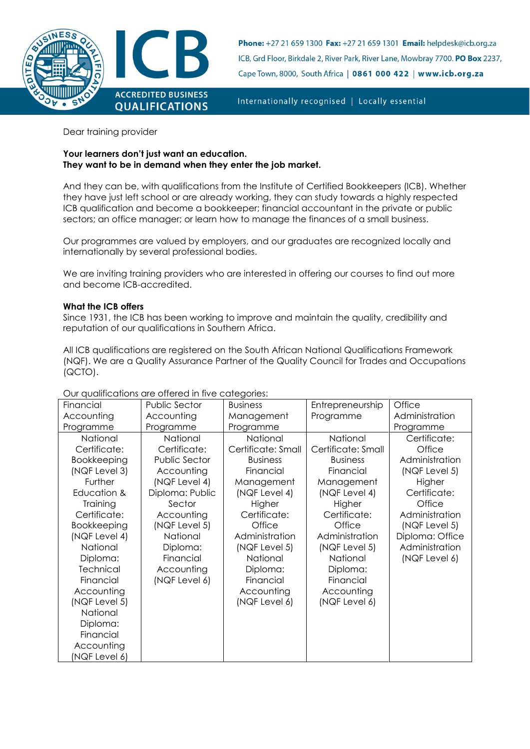ICB

ACCREDITED BUSINESS QUALIFICATIONS

**Phone:** +27 21 659 1300 **Fax:** +27 21 659 1301 **Email:** helpdesk@icb.org.za
ICB, Grd Floor, Birkdale 2, River Park, River Lane, Mowbray 7700. **PO Box** 2237, Cape Town, 8000, South Africa | **0861 000 422** | **www.icb.org.za**

Internationally recognised | Locally essential

Dear training provider

**Your learners don't just want an education.**
**They want to be in demand when they enter the job market.**

And they can be, with qualifications from the Institute of Certified Bookkeepers (ICB). Whether they have just left school or are already working, they can study towards a highly respected ICB qualification and become a bookkeeper; financial accountant in the private or public sectors; an office manager; or learn how to manage the finances of a small business.

Our programmes are valued by employers, and our graduates are recognized locally and internationally by several professional bodies.

We are inviting training providers who are interested in offering our courses to find out more and become ICB-accredited.

**What the ICB offers**

Since 1931, the ICB has been working to improve and maintain the quality, credibility and reputation of our qualifications in Southern Africa.

All ICB qualifications are registered on the South African National Qualifications Framework (NQF). We are a Quality Assurance Partner of the Quality Council for Trades and Occupations (QCTO).

Our qualifications are offered in five categories:

| Financial Accounting Programme | Public Sector Accounting Programme | Business Management Programme | Entrepreneurship Programme | Office Administration Programme |
|---|---|---|---|---|
| National Certificate: Bookkeeping (NQF Level 3) Further Education & Training Certificate: Bookkeeping (NQF Level 4) National Diploma: Technical Financial Accounting (NQF Level 5) National Diploma: Financial Accounting (NQF Level 6) | National Certificate: Public Sector Accounting (NQF Level 4) Diploma: Public Sector Accounting (NQF Level 5) National Diploma: Financial Accounting (NQF Level 6) | National Certificate: Small Business Financial Management (NQF Level 4) Higher Certificate: Office Administration (NQF Level 5) National Diploma: Financial Accounting (NQF Level 6) | National Certificate: Small Business Financial Management (NQF Level 4) Higher Certificate: Office Administration (NQF Level 5) National Diploma: Financial Accounting (NQF Level 6) | Certificate: Office Administration (NQF Level 5) Higher Certificate: Office Administration (NQF Level 5) Diploma: Office Administration (NQF Level 6) |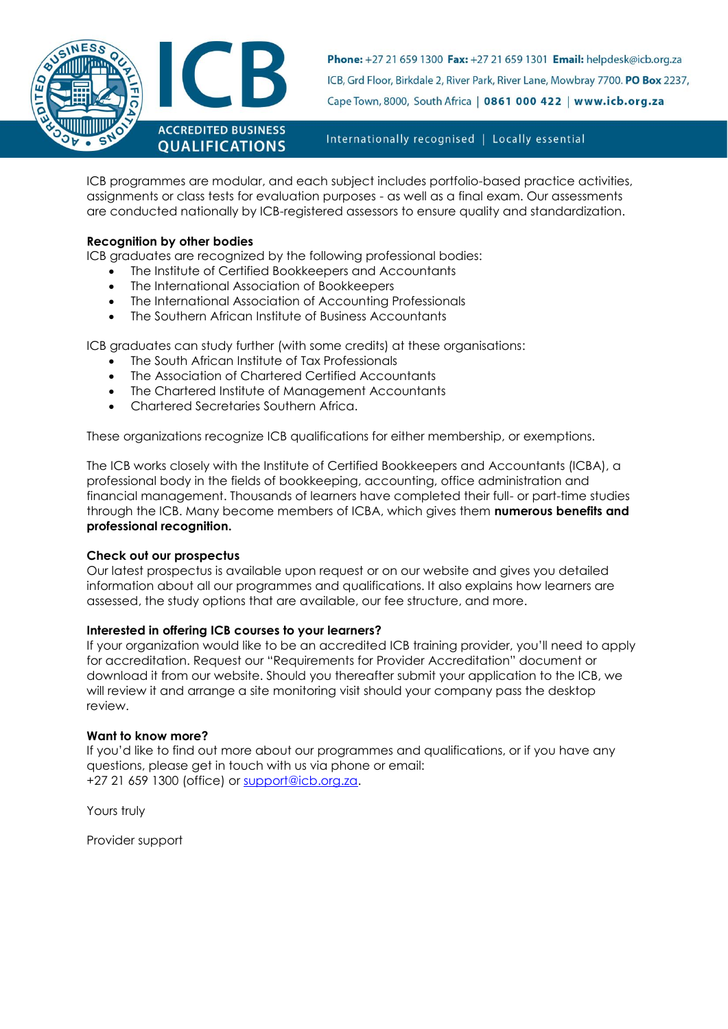ICB programmes are modular, and each subject includes portfolio-based practice activities, assignments or class tests for evaluation purposes - as well as a final exam. Our assessments are conducted nationally by ICB-registered assessors to ensure quality and standardization.

**Recognition by other bodies**

ICB graduates are recognized by the following professional bodies:

- The Institute of Certified Bookkeepers and Accountants
- The International Association of Bookkeepers
- The International Association of Accounting Professionals
- The Southern African Institute of Business Accountants

ICB graduates can study further (with some credits) at these organisations:

- The South African Institute of Tax Professionals
- The Association of Chartered Certified Accountants
- The Chartered Institute of Management Accountants
- Chartered Secretaries Southern Africa.

These organizations recognize ICB qualifications for either membership, or exemptions.

The ICB works closely with the Institute of Certified Bookkeepers and Accountants (ICBA), a professional body in the fields of bookkeeping, accounting, office administration and financial management. Thousands of learners have completed their full- or part-time studies through the ICB. Many become members of ICBA, which gives them **numerous benefits and professional recognition.**

**Check out our prospectus**

Our latest prospectus is available upon request or on our website and gives you detailed information about all our programmes and qualifications. It also explains how learners are assessed, the study options that are available, our fee structure, and more.

**Interested in offering ICB courses to your learners?**

If your organization would like to be an accredited ICB training provider, you'll need to apply for accreditation. Request our "Requirements for Provider Accreditation" document or download it from our website. Should you thereafter submit your application to the ICB, we will review it and arrange a site monitoring visit should your company pass the desktop review.

**Want to know more?**

If you'd like to find out more about our programmes and qualifications, or if you have any questions, please get in touch with us via phone or email:
+27 21 659 1300 (office) or support@icb.org.za.

Yours truly

Provider support